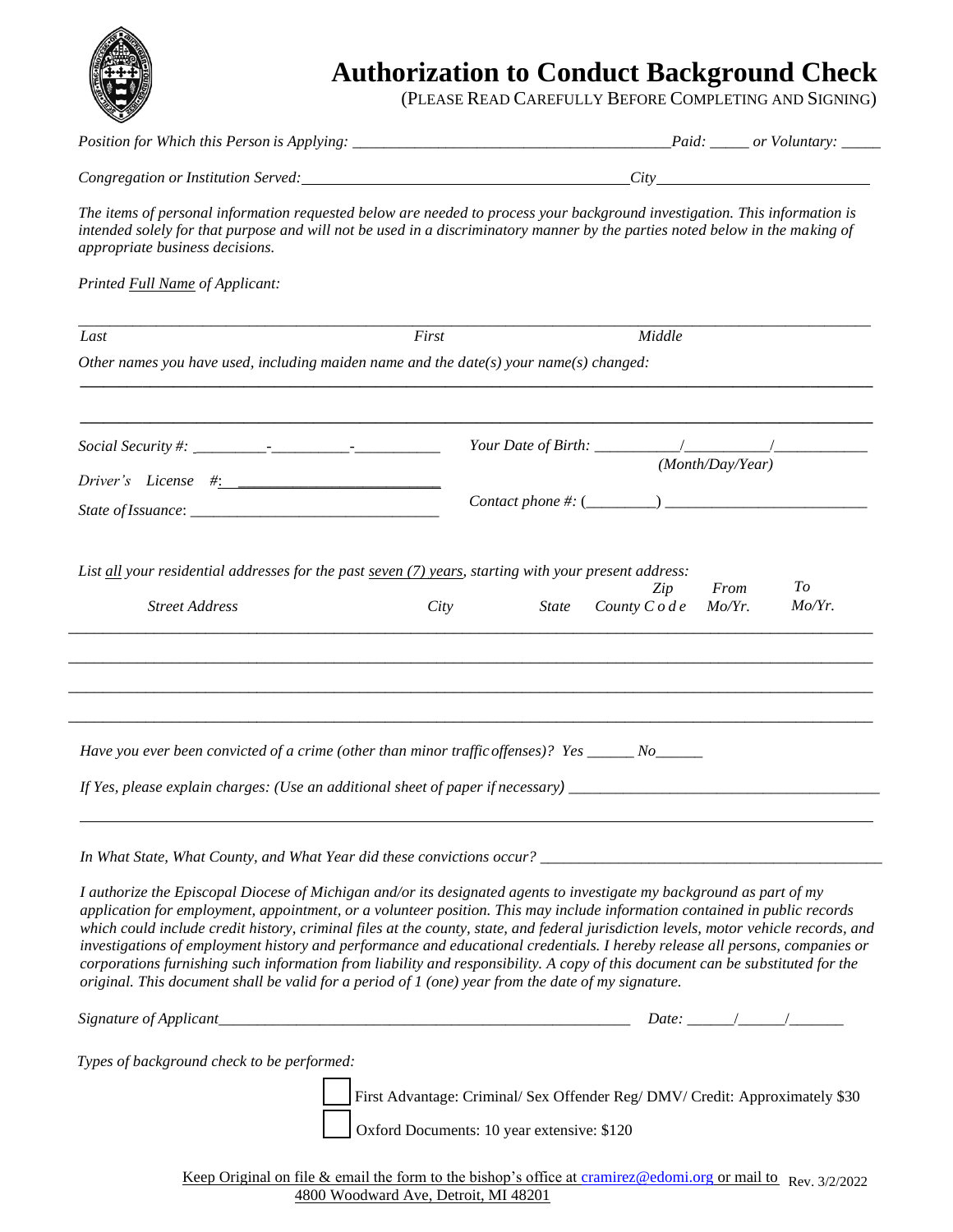# Authorization to Conduct Background Check

(PLEASE READ CAREFULLY BEFORE COMPLETING AND SIGNING)

*Position for Which this Person is Applying:* ________________________________________ *Paid:* _____ *or Voluntary:* _____

*Congregation or Institution Served:* ________________________________________ *City* ___________________________

*The items of personal information requested below are needed to process your background investigation. This information is intended solely for that purpose and will not be used in a discriminatory manner by the parties noted below in the making of appropriate business decisions.*

*Printed Full Name of Applicant:*

_____________________________________________________________________________________________

*Last* *First* *Middle*

*Other names you have used, including maiden name and the date(s) your name(s) changed:*

_____________________________________________________________________________________________

_____________________________________________________________________________________________

*Social Security #:* _________-__________-___________ *Your Date of Birth:* __________/__________/___________ *(Month/Day/Year)*

*Driver's License #:* ___________________________

*State of Issuance:* _______________________________ *Contact phone #:* (_________) __________________________

*List all your residential addresses for the past seven (7) years, starting with your present address:*

| *Street Address* | *City* | *State* | *Zip County Code* | *From Mo/Yr.* | *To Mo/Yr.* |
|---|---|---|---|---|---|
| | | | | | |
| | | | | | |
| | | | | | |
| | | | | | |

*Have you ever been convicted of a crime (other than minor traffic offenses)? Yes* ______ *No* ______

*If Yes, please explain charges: (Use an additional sheet of paper if necessary)* ______________________________________

_____________________________________________________________________________________________

*In What State, What County, and What Year did these convictions occur?* ____________________________________________

*I authorize the Episcopal Diocese of Michigan and/or its designated agents to investigate my background as part of my application for employment, appointment, or a volunteer position. This may include information contained in public records which could include credit history, criminal files at the county, state, and federal jurisdiction levels, motor vehicle records, and investigations of employment history and performance and educational credentials. I hereby release all persons, companies or corporations furnishing such information from liability and responsibility. A copy of this document can be substituted for the original. This document shall be valid for a period of 1 (one) year from the date of my signature.*

*Signature of Applicant* _______________________________________________________ *Date:* ______/______/_______

*Types of background check to be performed:*

- ☐ First Advantage: Criminal/ Sex Offender Reg/ DMV/ Credit: Approximately $30
- ☐ Oxford Documents: 10 year extensive: $120

Keep Original on file & email the form to the bishop's office at cramirez@edomi.org or mail to 4800 Woodward Ave, Detroit, MI 48201

Rev. 3/2/2022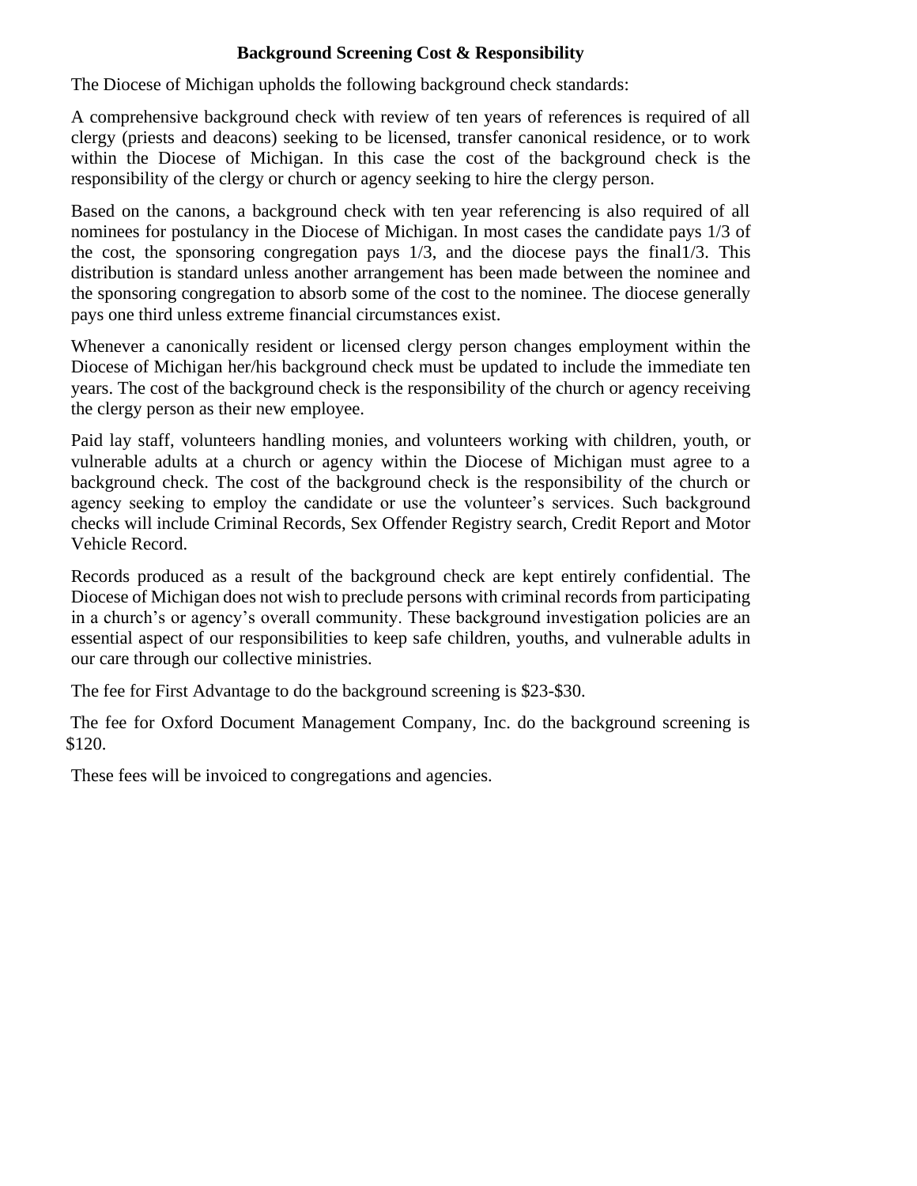## Background Screening Cost & Responsibility

The Diocese of Michigan upholds the following background check standards:

A comprehensive background check with review of ten years of references is required of all clergy (priests and deacons) seeking to be licensed, transfer canonical residence, or to work within the Diocese of Michigan. In this case the cost of the background check is the responsibility of the clergy or church or agency seeking to hire the clergy person.

Based on the canons, a background check with ten year referencing is also required of all nominees for postulancy in the Diocese of Michigan. In most cases the candidate pays 1/3 of the cost, the sponsoring congregation pays 1/3, and the diocese pays the final1/3. This distribution is standard unless another arrangement has been made between the nominee and the sponsoring congregation to absorb some of the cost to the nominee. The diocese generally pays one third unless extreme financial circumstances exist.

Whenever a canonically resident or licensed clergy person changes employment within the Diocese of Michigan her/his background check must be updated to include the immediate ten years. The cost of the background check is the responsibility of the church or agency receiving the clergy person as their new employee.

Paid lay staff, volunteers handling monies, and volunteers working with children, youth, or vulnerable adults at a church or agency within the Diocese of Michigan must agree to a background check. The cost of the background check is the responsibility of the church or agency seeking to employ the candidate or use the volunteer's services. Such background checks will include Criminal Records, Sex Offender Registry search, Credit Report and Motor Vehicle Record.

Records produced as a result of the background check are kept entirely confidential. The Diocese of Michigan does not wish to preclude persons with criminal records from participating in a church's or agency's overall community. These background investigation policies are an essential aspect of our responsibilities to keep safe children, youths, and vulnerable adults in our care through our collective ministries.

The fee for First Advantage to do the background screening is $23-$30.

The fee for Oxford Document Management Company, Inc. do the background screening is $120.

These fees will be invoiced to congregations and agencies.